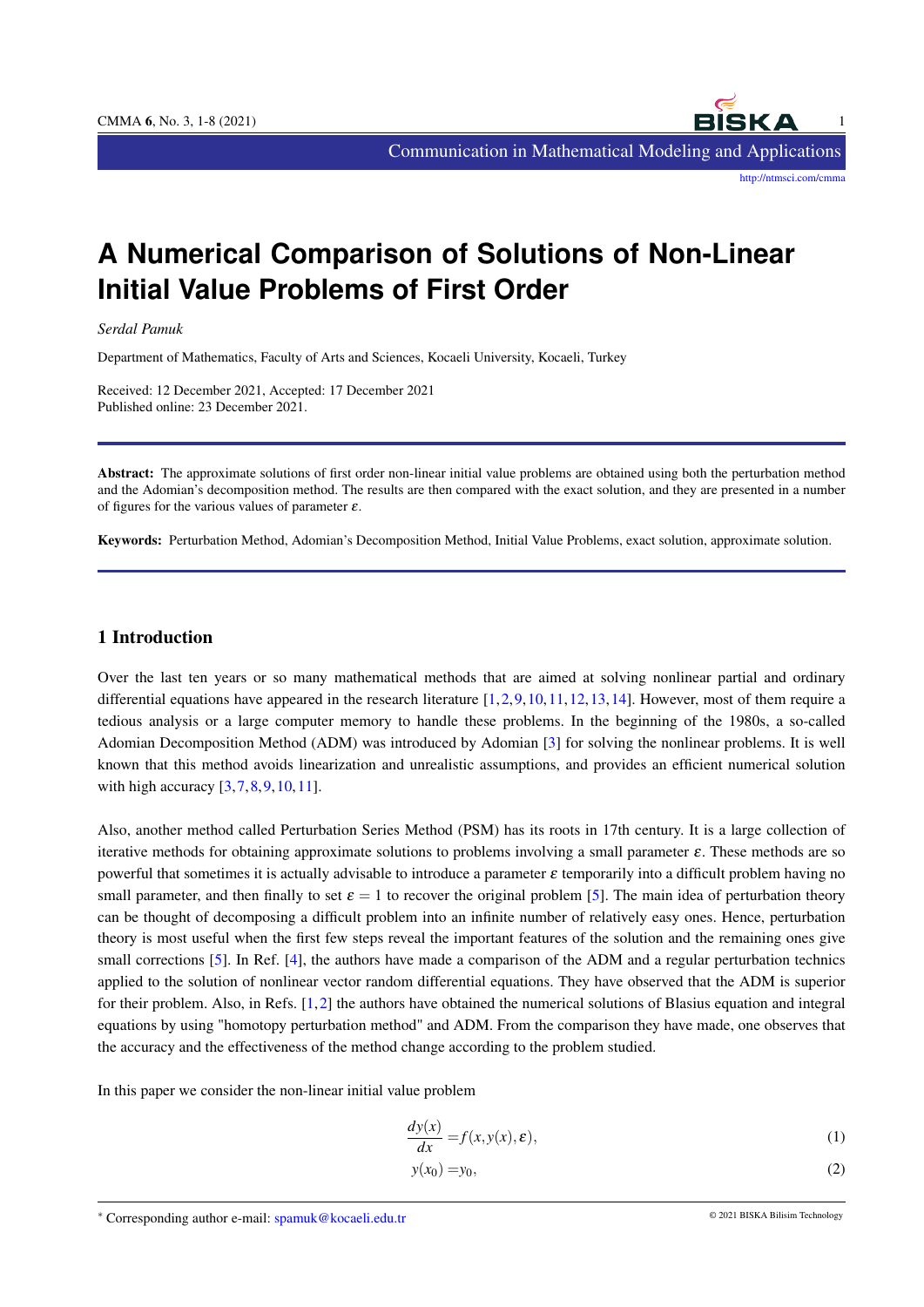# A Numerical Comparison of Solutions of Non-Linear Initial Value Problems of First Order

*Serdal Pamuk*

Department of Mathematics, Faculty of Arts and Sciences, Kocaeli University, Kocaeli, Turkey

Received: 12 December 2021, Accepted: 17 December 2021
Published online: 23 December 2021.

**Abstract:** The approximate solutions of first order non-linear initial value problems are obtained using both the perturbation method and the Adomian's decomposition method. The results are then compared with the exact solution, and they are presented in a number of figures for the various values of parameter $\varepsilon$.

**Keywords:** Perturbation Method, Adomian's Decomposition Method, Initial Value Problems, exact solution, approximate solution.

## 1 Introduction

Over the last ten years or so many mathematical methods that are aimed at solving nonlinear partial and ordinary differential equations have appeared in the research literature [1,2,9,10,11,12,13,14]. However, most of them require a tedious analysis or a large computer memory to handle these problems. In the beginning of the 1980s, a so-called Adomian Decomposition Method (ADM) was introduced by Adomian [3] for solving the nonlinear problems. It is well known that this method avoids linearization and unrealistic assumptions, and provides an efficient numerical solution with high accuracy [3,7,8,9,10,11].

Also, another method called Perturbation Series Method (PSM) has its roots in 17th century. It is a large collection of iterative methods for obtaining approximate solutions to problems involving a small parameter $\varepsilon$. These methods are so powerful that sometimes it is actually advisable to introduce a parameter $\varepsilon$ temporarily into a difficult problem having no small parameter, and then finally to set $\varepsilon = 1$ to recover the original problem [5]. The main idea of perturbation theory can be thought of decomposing a difficult problem into an infinite number of relatively easy ones. Hence, perturbation theory is most useful when the first few steps reveal the important features of the solution and the remaining ones give small corrections [5]. In Ref. [4], the authors have made a comparison of the ADM and a regular perturbation technics applied to the solution of nonlinear vector random differential equations. They have observed that the ADM is superior for their problem. Also, in Refs. [1,2] the authors have obtained the numerical solutions of Blasius equation and integral equations by using "homotopy perturbation method" and ADM. From the comparison they have made, one observes that the accuracy and the effectiveness of the method change according to the problem studied.

In this paper we consider the non-linear initial value problem

$$\frac{dy(x)}{dx} = f(x, y(x), \varepsilon), \tag{1}$$

$$y(x_0) = y_0, \tag{2}$$

[*] Corresponding author e-mail: spamuk@kocaeli.edu.tr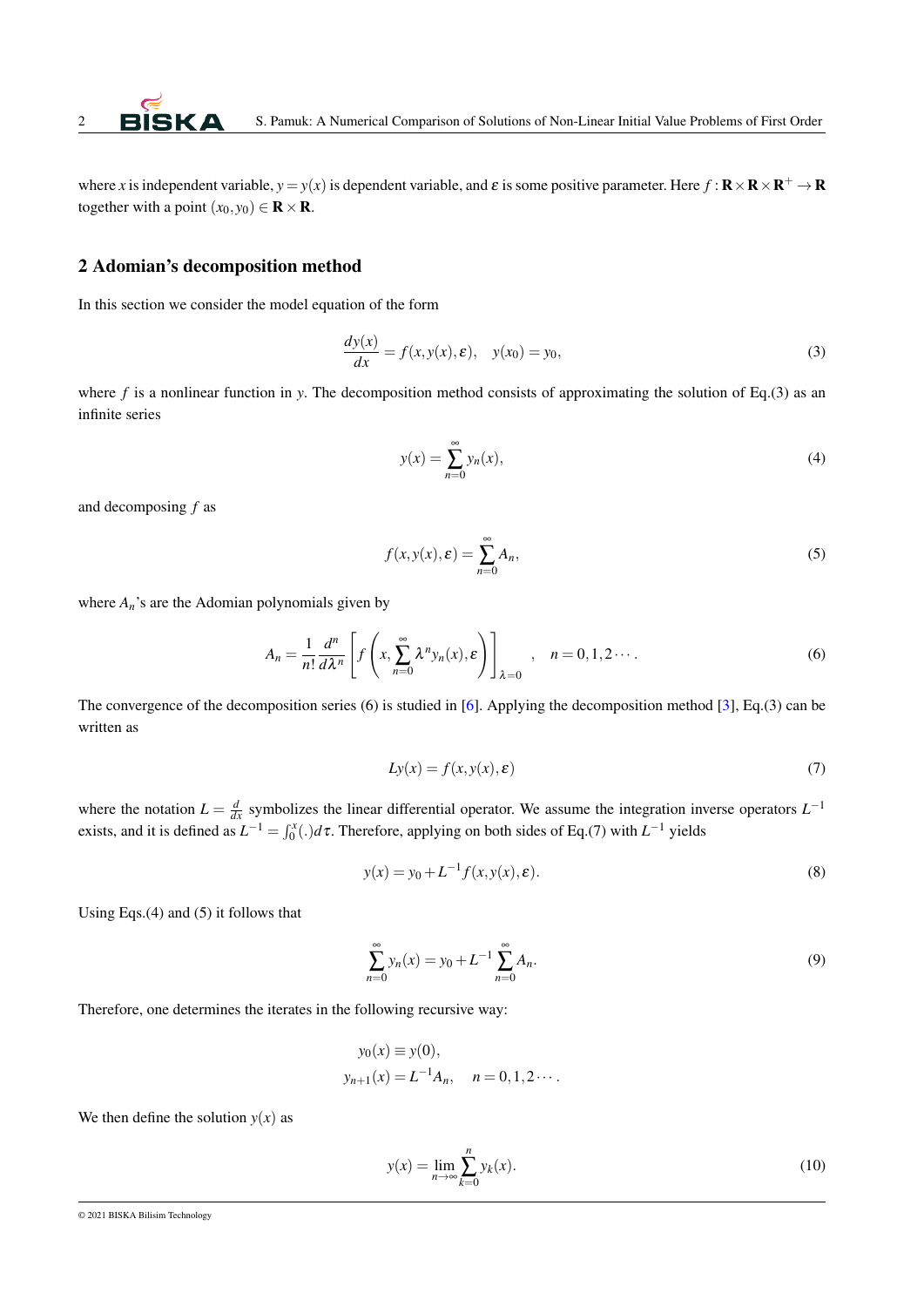where $x$ is independent variable, $y = y(x)$ is dependent variable, and $\varepsilon$ is some positive parameter. Here $f : \mathbf{R} \times \mathbf{R} \times \mathbf{R}^+ \to \mathbf{R}$ together with a point $(x_0, y_0) \in \mathbf{R} \times \mathbf{R}$.

## 2 Adomian's decomposition method

In this section we consider the model equation of the form

$$\frac{dy(x)}{dx} = f(x, y(x), \varepsilon), \quad y(x_0) = y_0, \tag{3}$$

where $f$ is a nonlinear function in $y$. The decomposition method consists of approximating the solution of Eq.(3) as an infinite series

$$y(x) = \sum_{n=0}^{\infty} y_n(x), \tag{4}$$

and decomposing $f$ as

$$f(x, y(x), \varepsilon) = \sum_{n=0}^{\infty} A_n, \tag{5}$$

where $A_n$'s are the Adomian polynomials given by

$$A_n = \frac{1}{n!} \frac{d^n}{d\lambda^n} \left[ f\left( x, \sum_{n=0}^{\infty} \lambda^n y_n(x), \varepsilon \right) \right]_{\lambda=0}, \quad n = 0, 1, 2 \cdots. \tag{6}$$

The convergence of the decomposition series (6) is studied in [6]. Applying the decomposition method [3], Eq.(3) can be written as

$$Ly(x) = f(x, y(x), \varepsilon) \tag{7}$$

where the notation $L = \frac{d}{dx}$ symbolizes the linear differential operator. We assume the integration inverse operators $L^{-1}$ exists, and it is defined as $L^{-1} = \int_0^x (.) d\tau$. Therefore, applying on both sides of Eq.(7) with $L^{-1}$ yields

$$y(x) = y_0 + L^{-1} f(x, y(x), \varepsilon). \tag{8}$$

Using Eqs.(4) and (5) it follows that

$$\sum_{n=0}^{\infty} y_n(x) = y_0 + L^{-1} \sum_{n=0}^{\infty} A_n. \tag{9}$$

Therefore, one determines the iterates in the following recursive way:

$$y_0(x) \equiv y(0),$$
$$y_{n+1}(x) = L^{-1} A_n, \quad n = 0, 1, 2 \cdots.$$

We then define the solution $y(x)$ as

$$y(x) = \lim_{n \to \infty} \sum_{k=0}^{n} y_k(x). \tag{10}$$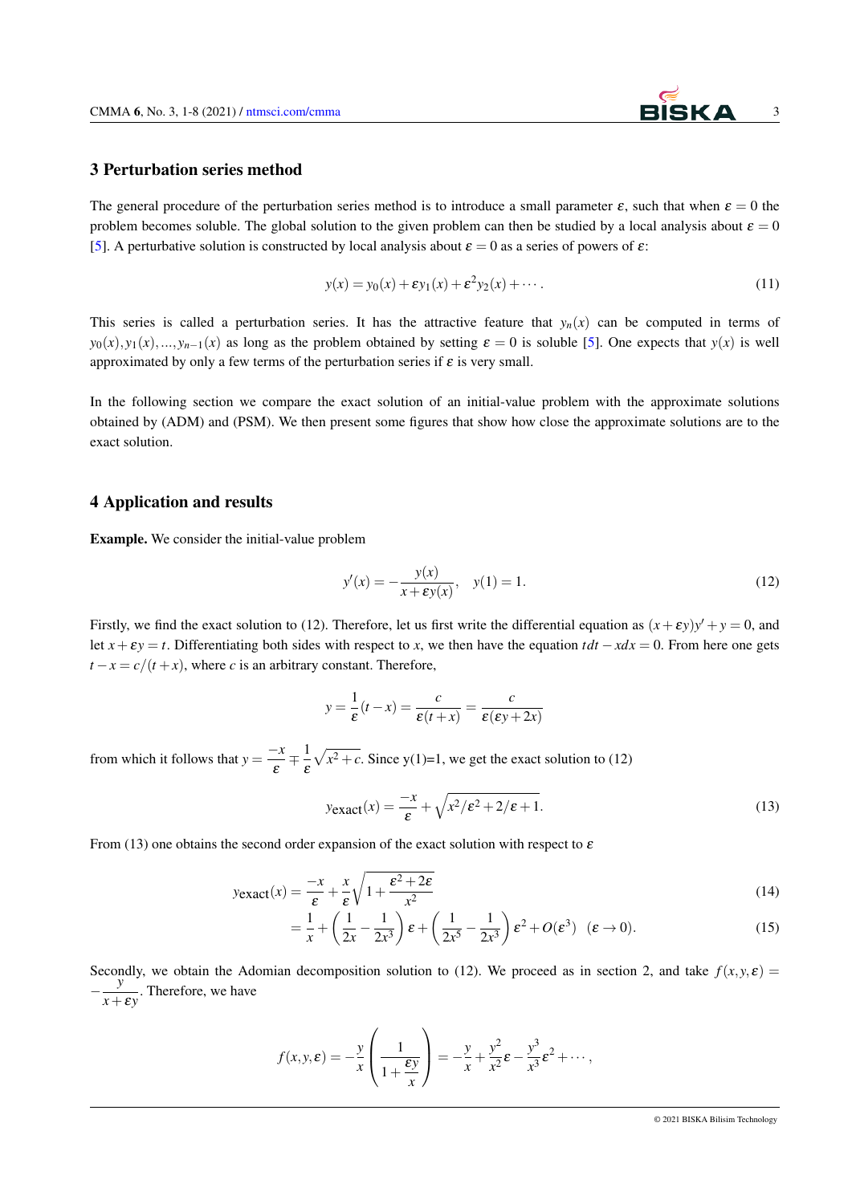## 3 Perturbation series method

The general procedure of the perturbation series method is to introduce a small parameter $\varepsilon$, such that when $\varepsilon = 0$ the problem becomes soluble. The global solution to the given problem can then be studied by a local analysis about $\varepsilon = 0$ [5]. A perturbative solution is constructed by local analysis about $\varepsilon = 0$ as a series of powers of $\varepsilon$:

$$y(x) = y_0(x) + \varepsilon y_1(x) + \varepsilon^2 y_2(x) + \cdots. \tag{11}$$

This series is called a perturbation series. It has the attractive feature that $y_n(x)$ can be computed in terms of $y_0(x), y_1(x), ..., y_{n-1}(x)$ as long as the problem obtained by setting $\varepsilon = 0$ is soluble [5]. One expects that $y(x)$ is well approximated by only a few terms of the perturbation series if $\varepsilon$ is very small.

In the following section we compare the exact solution of an initial-value problem with the approximate solutions obtained by (ADM) and (PSM). We then present some figures that show how close the approximate solutions are to the exact solution.

## 4 Application and results

**Example.** We consider the initial-value problem

$$y'(x) = -\frac{y(x)}{x + \varepsilon y(x)}, \quad y(1) = 1. \tag{12}$$

Firstly, we find the exact solution to (12). Therefore, let us first write the differential equation as $(x + \varepsilon y)y' + y = 0$, and let $x + \varepsilon y = t$. Differentiating both sides with respect to $x$, we then have the equation $tdt - xdx = 0$. From here one gets $t - x = c/(t + x)$, where $c$ is an arbitrary constant. Therefore,

$$y = \frac{1}{\varepsilon}(t - x) = \frac{c}{\varepsilon(t + x)} = \frac{c}{\varepsilon(\varepsilon y + 2x)}$$

from which it follows that $y = \dfrac{-x}{\varepsilon} \mp \dfrac{1}{\varepsilon}\sqrt{x^2 + c}$. Since y(1)=1, we get the exact solution to (12)

$$y_{\text{exact}}(x) = \frac{-x}{\varepsilon} + \sqrt{x^2/\varepsilon^2 + 2/\varepsilon + 1}. \tag{13}$$

From (13) one obtains the second order expansion of the exact solution with respect to $\varepsilon$

$$y_{\text{exact}}(x) = \frac{-x}{\varepsilon} + \frac{x}{\varepsilon}\sqrt{1 + \frac{\varepsilon^2 + 2\varepsilon}{x^2}} \tag{14}$$

$$= \frac{1}{x} + \left(\frac{1}{2x} - \frac{1}{2x^3}\right)\varepsilon + \left(\frac{1}{2x^5} - \frac{1}{2x^3}\right)\varepsilon^2 + O(\varepsilon^3) \quad (\varepsilon \to 0). \tag{15}$$

Secondly, we obtain the Adomian decomposition solution to (12). We proceed as in section 2, and take $f(x, y, \varepsilon) = -\dfrac{y}{x + \varepsilon y}$. Therefore, we have

$$f(x, y, \varepsilon) = -\frac{y}{x}\left(\frac{1}{1 + \frac{\varepsilon y}{x}}\right) = -\frac{y}{x} + \frac{y^2}{x^2}\varepsilon - \frac{y^3}{x^3}\varepsilon^2 + \cdots,$$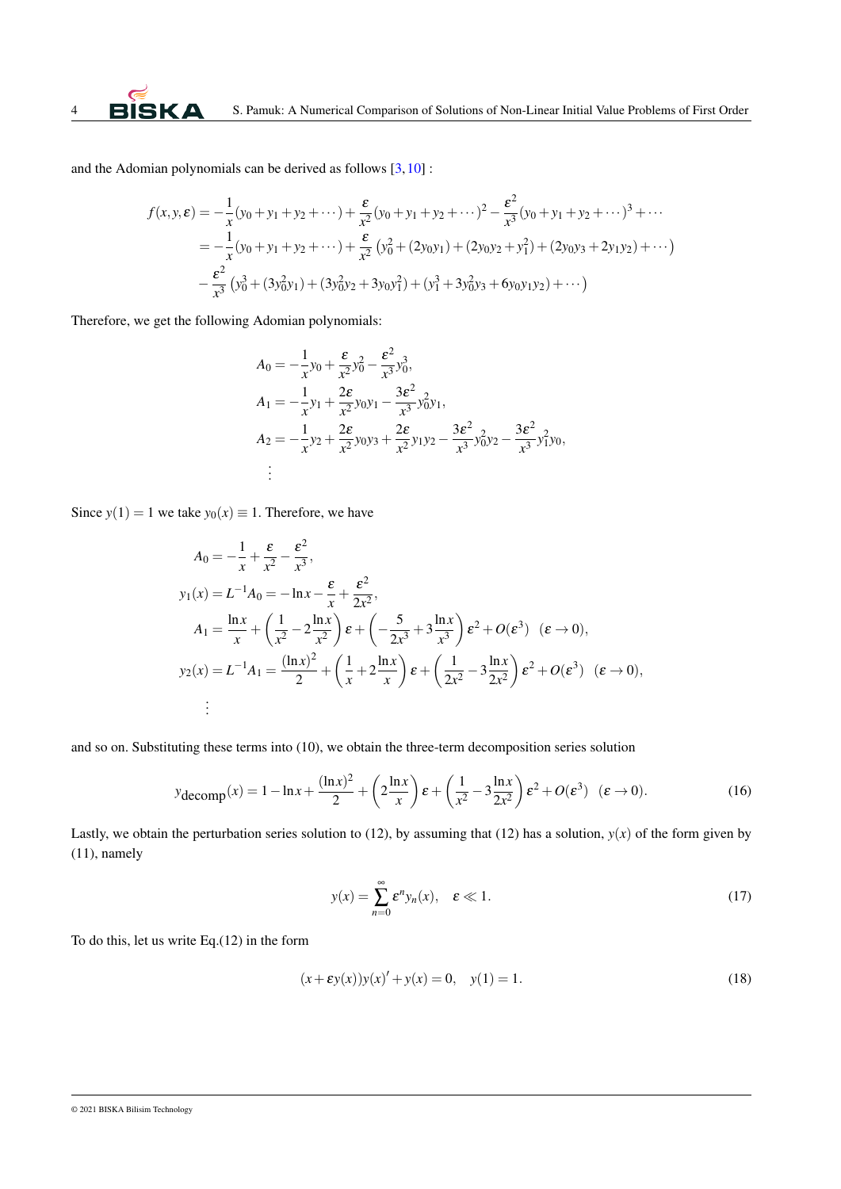and the Adomian polynomials can be derived as follows [3,10] :

$$
\begin{aligned}
f(x,y,\varepsilon) &= -\frac{1}{x}(y_0+y_1+y_2+\cdots)+\frac{\varepsilon}{x^2}(y_0+y_1+y_2+\cdots)^2-\frac{\varepsilon^2}{x^3}(y_0+y_1+y_2+\cdots)^3+\cdots \\
&= -\frac{1}{x}(y_0+y_1+y_2+\cdots)+\frac{\varepsilon}{x^2}\left(y_0^2+(2y_0y_1)+(2y_0y_2+y_1^2)+(2y_0y_3+2y_1y_2)+\cdots\right) \\
&\quad -\frac{\varepsilon^2}{x^3}\left(y_0^3+(3y_0^2y_1)+(3y_0^2y_2+3y_0y_1^2)+(y_1^3+3y_0^2y_3+6y_0y_1y_2)+\cdots\right)
\end{aligned}
$$

Therefore, we get the following Adomian polynomials:

$$
\begin{aligned}
A_0 &= -\frac{1}{x}y_0+\frac{\varepsilon}{x^2}y_0^2-\frac{\varepsilon^2}{x^3}y_0^3, \\
A_1 &= -\frac{1}{x}y_1+\frac{2\varepsilon}{x^2}y_0y_1-\frac{3\varepsilon^2}{x^3}y_0^2y_1, \\
A_2 &= -\frac{1}{x}y_2+\frac{2\varepsilon}{x^2}y_0y_3+\frac{2\varepsilon}{x^2}y_1y_2-\frac{3\varepsilon^2}{x^3}y_0^2y_2-\frac{3\varepsilon^2}{x^3}y_1^2y_0, \\
&\vdots
\end{aligned}
$$

Since $y(1)=1$ we take $y_0(x)\equiv 1$. Therefore, we have

$$
\begin{aligned}
A_0 &= -\frac{1}{x}+\frac{\varepsilon}{x^2}-\frac{\varepsilon^2}{x^3}, \\
y_1(x) &= L^{-1}A_0 = -\ln x-\frac{\varepsilon}{x}+\frac{\varepsilon^2}{2x^2}, \\
A_1 &= \frac{\ln x}{x}+\left(\frac{1}{x^2}-2\frac{\ln x}{x^2}\right)\varepsilon+\left(-\frac{5}{2x^3}+3\frac{\ln x}{x^3}\right)\varepsilon^2+O(\varepsilon^3) \quad (\varepsilon\to 0), \\
y_2(x) &= L^{-1}A_1 = \frac{(\ln x)^2}{2}+\left(\frac{1}{x}+2\frac{\ln x}{x}\right)\varepsilon+\left(\frac{1}{2x^2}-3\frac{\ln x}{2x^2}\right)\varepsilon^2+O(\varepsilon^3) \quad (\varepsilon\to 0), \\
&\vdots
\end{aligned}
$$

and so on. Substituting these terms into (10), we obtain the three-term decomposition series solution

$$
y_{\text{decomp}}(x) = 1-\ln x+\frac{(\ln x)^2}{2}+\left(2\frac{\ln x}{x}\right)\varepsilon+\left(\frac{1}{x^2}-3\frac{\ln x}{2x^2}\right)\varepsilon^2+O(\varepsilon^3) \quad (\varepsilon\to 0). \tag{16}
$$

Lastly, we obtain the perturbation series solution to (12), by assuming that (12) has a solution, $y(x)$ of the form given by (11), namely

$$
y(x)=\sum_{n=0}^{\infty}\varepsilon^n y_n(x), \quad \varepsilon \ll 1. \tag{17}
$$

To do this, let us write Eq.(12) in the form

$$
(x+\varepsilon y(x))y(x)'+y(x)=0, \quad y(1)=1. \tag{18}
$$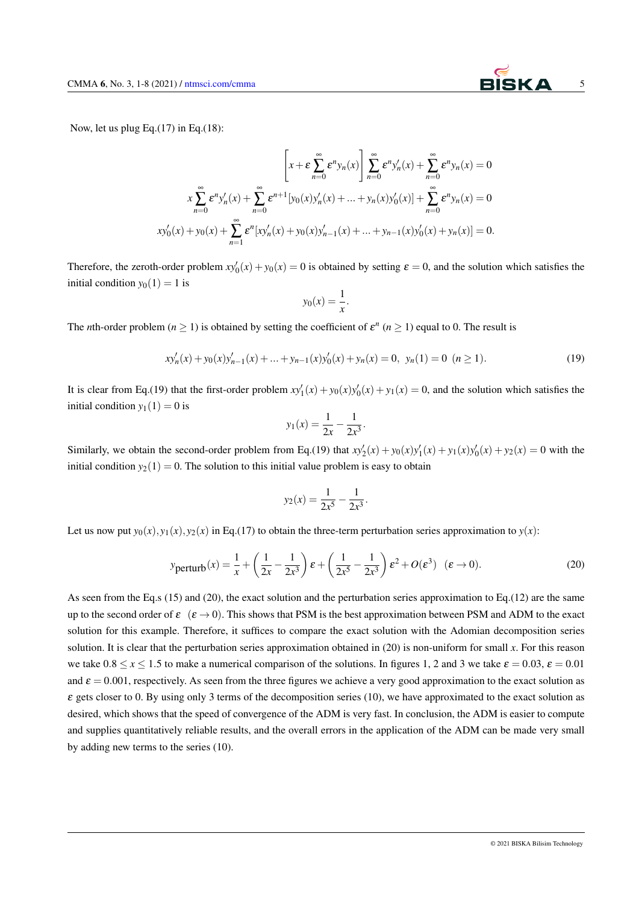Now, let us plug Eq.(17) in Eq.(18):

$$\left[x+\varepsilon\sum_{n=0}^{\infty}\varepsilon^n y_n(x)\right]\sum_{n=0}^{\infty}\varepsilon^n y_n'(x)+\sum_{n=0}^{\infty}\varepsilon^n y_n(x)=0$$

$$x\sum_{n=0}^{\infty}\varepsilon^n y_n'(x)+\sum_{n=0}^{\infty}\varepsilon^{n+1}[y_0(x)y_n'(x)+\ldots+y_n(x)y_0'(x)]+\sum_{n=0}^{\infty}\varepsilon^n y_n(x)=0$$

$$xy_0'(x)+y_0(x)+\sum_{n=1}^{\infty}\varepsilon^n[xy_n'(x)+y_0(x)y_{n-1}'(x)+\ldots+y_{n-1}(x)y_0'(x)+y_n(x)]=0.$$

Therefore, the zeroth-order problem $xy_0'(x)+y_0(x)=0$ is obtained by setting $\varepsilon=0$, and the solution which satisfies the initial condition $y_0(1)=1$ is

$$y_0(x)=\frac{1}{x}.$$

The $n$th-order problem ($n\geq 1$) is obtained by setting the coefficient of $\varepsilon^n$ ($n\geq 1$) equal to 0. The result is

$$xy_n'(x)+y_0(x)y_{n-1}'(x)+\ldots+y_{n-1}(x)y_0'(x)+y_n(x)=0,\ \ y_n(1)=0\ \ (n\geq 1). \tag{19}$$

It is clear from Eq.(19) that the first-order problem $xy_1'(x)+y_0(x)y_0'(x)+y_1(x)=0$, and the solution which satisfies the initial condition $y_1(1)=0$ is

$$y_1(x)=\frac{1}{2x}-\frac{1}{2x^3}.$$

Similarly, we obtain the second-order problem from Eq.(19) that $xy_2'(x)+y_0(x)y_1'(x)+y_1(x)y_0'(x)+y_2(x)=0$ with the initial condition $y_2(1)=0$. The solution to this initial value problem is easy to obtain

$$y_2(x)=\frac{1}{2x^5}-\frac{1}{2x^3}.$$

Let us now put $y_0(x),y_1(x),y_2(x)$ in Eq.(17) to obtain the three-term perturbation series approximation to $y(x)$:

$$y_{\text{perturb}}(x)=\frac{1}{x}+\left(\frac{1}{2x}-\frac{1}{2x^3}\right)\varepsilon+\left(\frac{1}{2x^5}-\frac{1}{2x^3}\right)\varepsilon^2+O(\varepsilon^3)\ \ (\varepsilon\to 0). \tag{20}$$

As seen from the Eq.s (15) and (20), the exact solution and the perturbation series approximation to Eq.(12) are the same up to the second order of $\varepsilon$ $(\varepsilon\to 0)$. This shows that PSM is the best approximation between PSM and ADM to the exact solution for this example. Therefore, it suffices to compare the exact solution with the Adomian decomposition series solution. It is clear that the perturbation series approximation obtained in (20) is non-uniform for small $x$. For this reason we take $0.8\leq x\leq 1.5$ to make a numerical comparison of the solutions. In figures 1, 2 and 3 we take $\varepsilon=0.03$, $\varepsilon=0.01$ and $\varepsilon=0.001$, respectively. As seen from the three figures we achieve a very good approximation to the exact solution as $\varepsilon$ gets closer to 0. By using only 3 terms of the decomposition series (10), we have approximated to the exact solution as desired, which shows that the speed of convergence of the ADM is very fast. In conclusion, the ADM is easier to compute and supplies quantitatively reliable results, and the overall errors in the application of the ADM can be made very small by adding new terms to the series (10).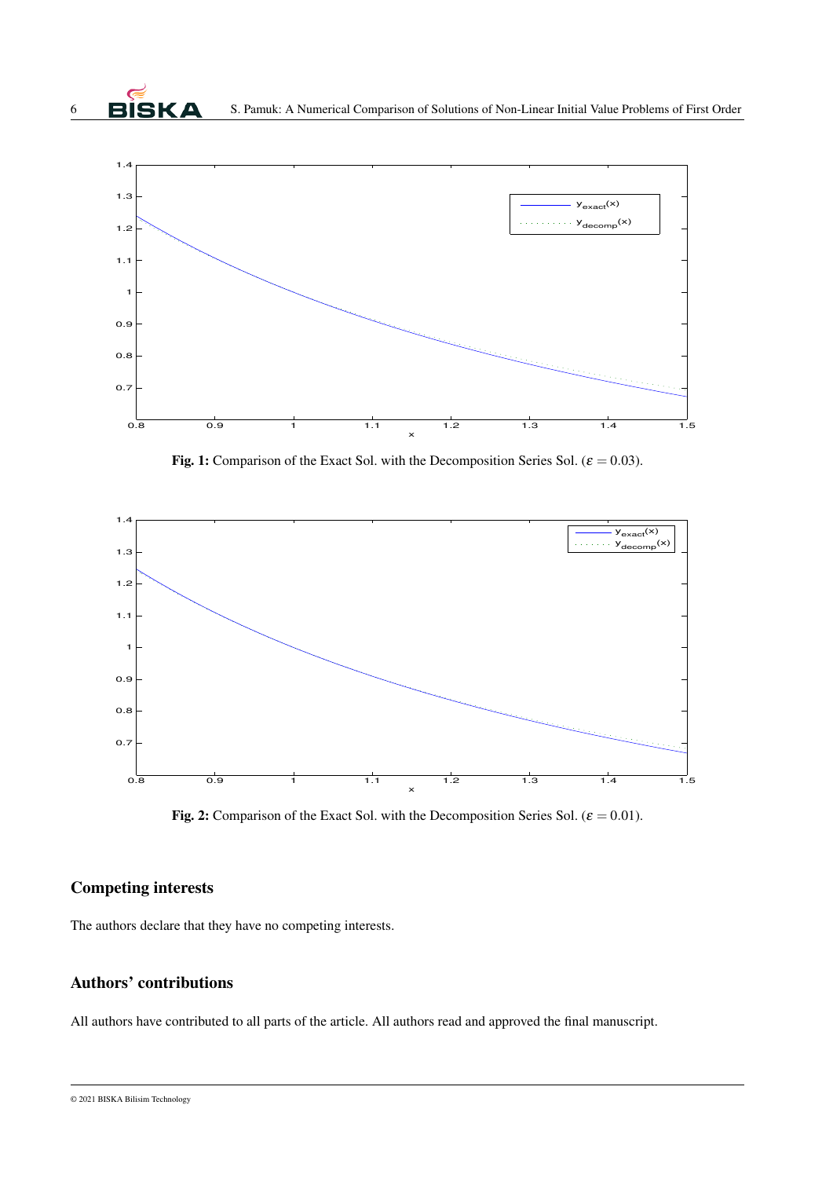**Fig. 1:** Comparison of the Exact Sol. with the Decomposition Series Sol. ($\varepsilon = 0.03$).

**Fig. 2:** Comparison of the Exact Sol. with the Decomposition Series Sol. ($\varepsilon = 0.01$).

## Competing interests

The authors declare that they have no competing interests.

## Authors' contributions

All authors have contributed to all parts of the article. All authors read and approved the final manuscript.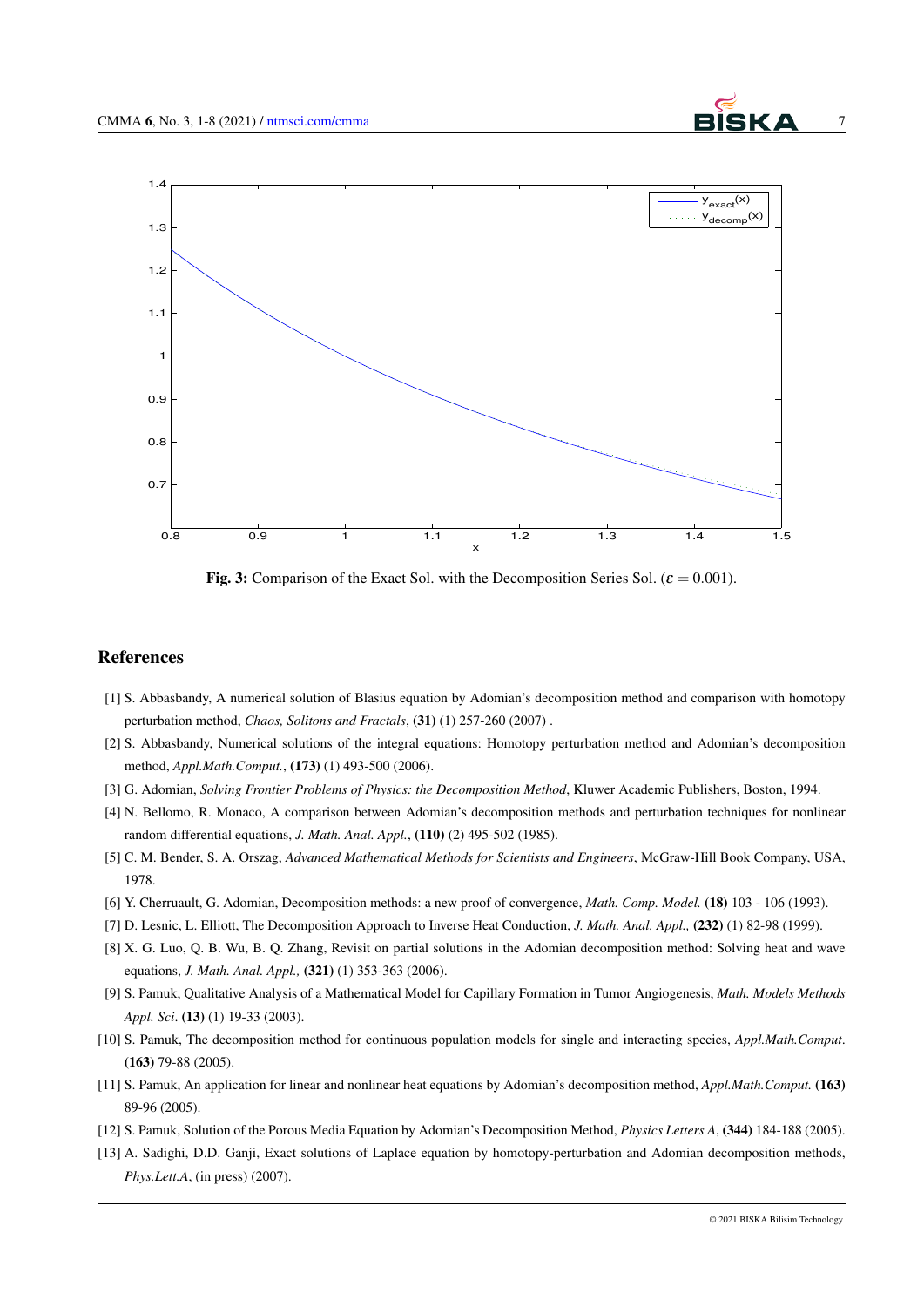Fig. 3: Comparison of the Exact Sol. with the Decomposition Series Sol. ($\varepsilon = 0.001$).

## References

[1] S. Abbasbandy, A numerical solution of Blasius equation by Adomian's decomposition method and comparison with homotopy perturbation method, *Chaos, Solitons and Fractals*, **(31)** (1) 257-260 (2007) .

[2] S. Abbasbandy, Numerical solutions of the integral equations: Homotopy perturbation method and Adomian's decomposition method, *Appl.Math.Comput.*, **(173)** (1) 493-500 (2006).

[3] G. Adomian, *Solving Frontier Problems of Physics: the Decomposition Method*, Kluwer Academic Publishers, Boston, 1994.

[4] N. Bellomo, R. Monaco, A comparison between Adomian's decomposition methods and perturbation techniques for nonlinear random differential equations, *J. Math. Anal. Appl.*, **(110)** (2) 495-502 (1985).

[5] C. M. Bender, S. A. Orszag, *Advanced Mathematical Methods for Scientists and Engineers*, McGraw-Hill Book Company, USA, 1978.

[6] Y. Cherruault, G. Adomian, Decomposition methods: a new proof of convergence, *Math. Comp. Model.* **(18)** 103 - 106 (1993).

[7] D. Lesnic, L. Elliott, The Decomposition Approach to Inverse Heat Conduction, *J. Math. Anal. Appl.,* **(232)** (1) 82-98 (1999).

[8] X. G. Luo, Q. B. Wu, B. Q. Zhang, Revisit on partial solutions in the Adomian decomposition method: Solving heat and wave equations, *J. Math. Anal. Appl.,* **(321)** (1) 353-363 (2006).

[9] S. Pamuk, Qualitative Analysis of a Mathematical Model for Capillary Formation in Tumor Angiogenesis, *Math. Models Methods Appl. Sci*. **(13)** (1) 19-33 (2003).

[10] S. Pamuk, The decomposition method for continuous population models for single and interacting species, *Appl.Math.Comput*. **(163)** 79-88 (2005).

[11] S. Pamuk, An application for linear and nonlinear heat equations by Adomian's decomposition method, *Appl.Math.Comput.* **(163)** 89-96 (2005).

[12] S. Pamuk, Solution of the Porous Media Equation by Adomian's Decomposition Method, *Physics Letters A*, **(344)** 184-188 (2005).

[13] A. Sadighi, D.D. Ganji, Exact solutions of Laplace equation by homotopy-perturbation and Adomian decomposition methods, *Phys.Lett.A*, (in press) (2007).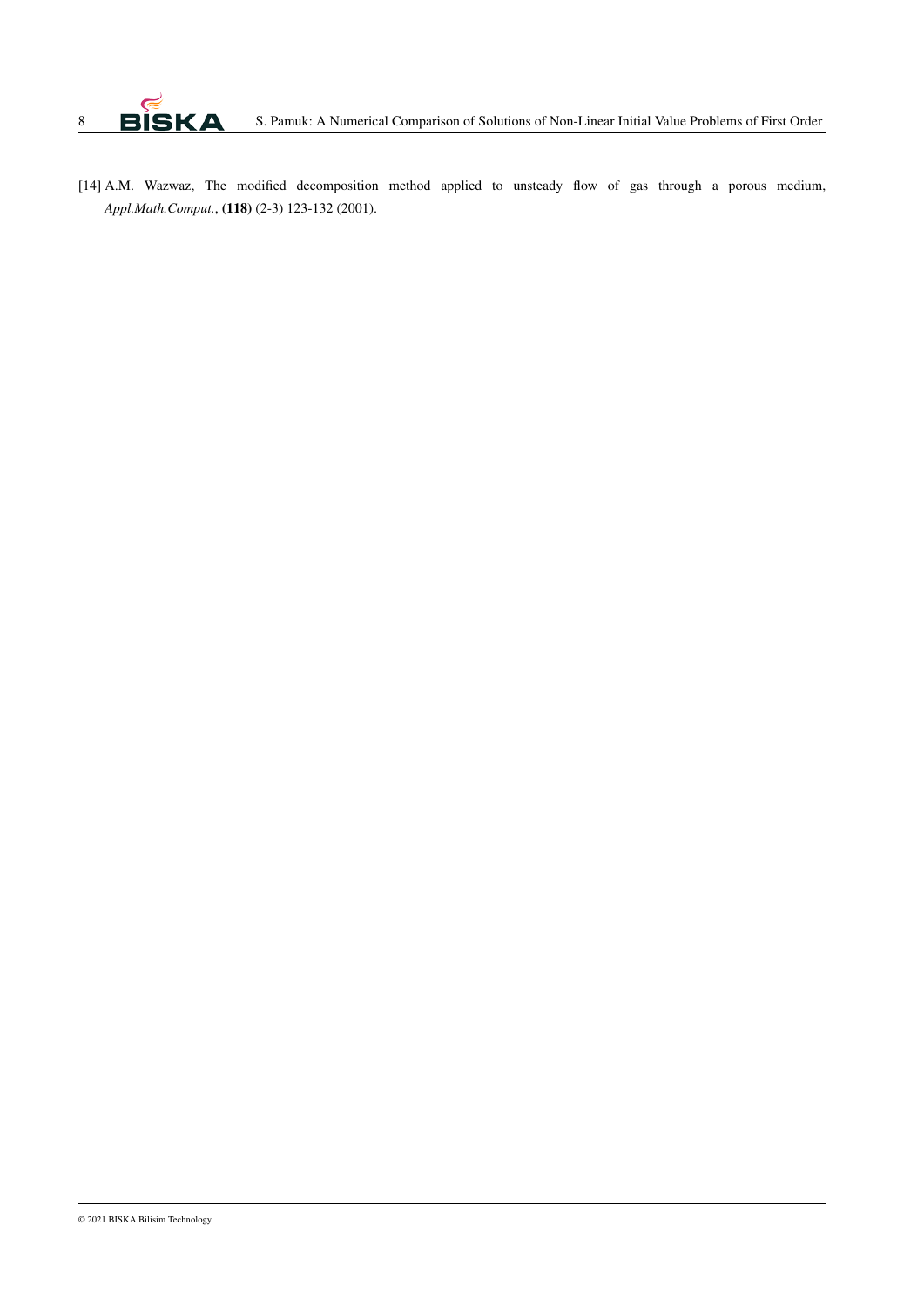[14] A.M. Wazwaz, The modified decomposition method applied to unsteady flow of gas through a porous medium, *Appl.Math.Comput.*, **(118)** (2-3) 123-132 (2001).